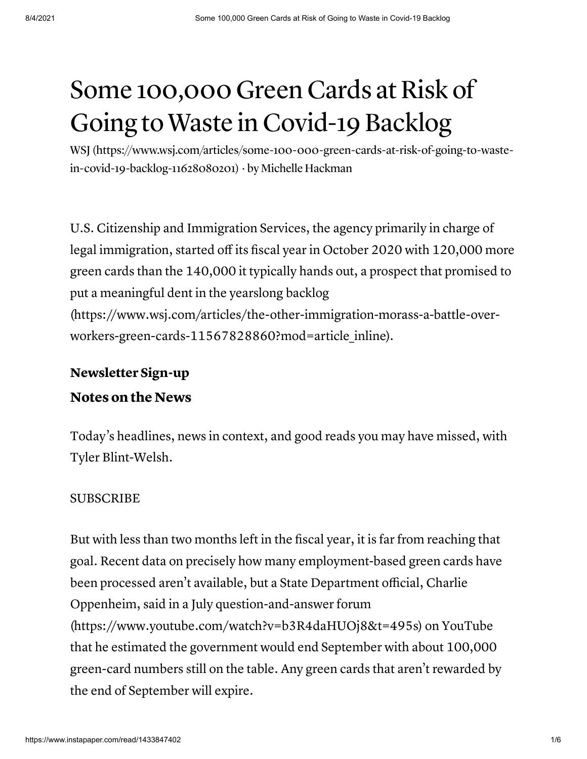# Some 100,000 Green Cards at Risk of Going to Waste in Covid-19 Backlog

WSJ (https://www.wsj.com/articles/some-100-000-green-cards-at-risk-of-going-to-waste-in-covid-19-backlog-11628080201) · by Michelle Hackman

U.S. Citizenship and Immigration Services, the agency primarily in charge of legal immigration, started off its fiscal year in October 2020 with 120,000 more green cards than the 140,000 it typically hands out, a prospect that promised to put a meaningful dent in the yearslong backlog (https://www.wsj.com/articles/the-other-immigration-morass-a-battle-over-workers-green-cards-11567828860?mod=article_inline).

**Newsletter Sign-up**

**Notes on the News**

Today's headlines, news in context, and good reads you may have missed, with Tyler Blint-Welsh.

SUBSCRIBE

But with less than two months left in the fiscal year, it is far from reaching that goal. Recent data on precisely how many employment-based green cards have been processed aren't available, but a State Department official, Charlie Oppenheim, said in a July question-and-answer forum (https://www.youtube.com/watch?v=b3R4daHUOj8&t=495s) on YouTube that he estimated the government would end September with about 100,000 green-card numbers still on the table. Any green cards that aren't rewarded by the end of September will expire.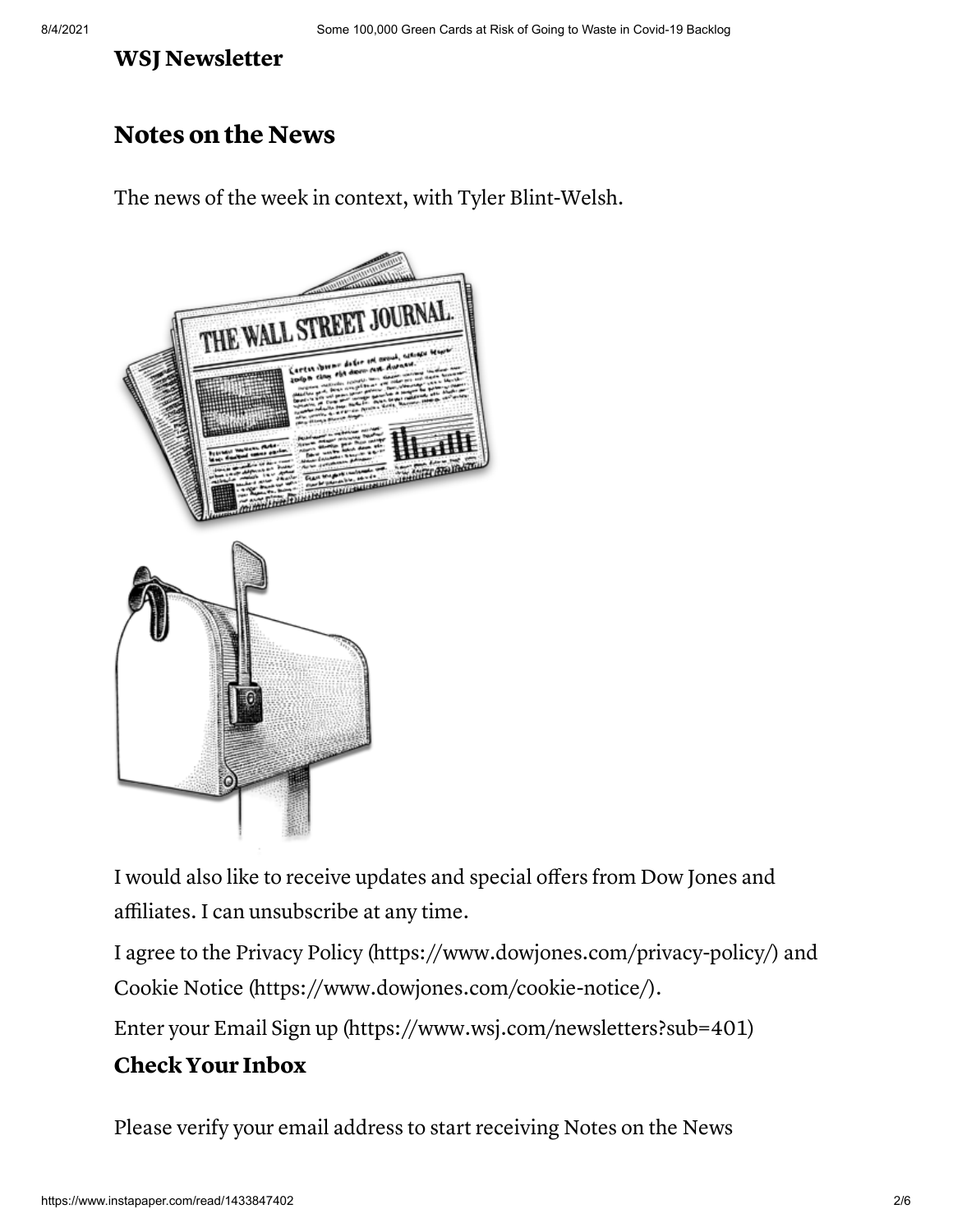**WSJ Newsletter**

## Notes on the News

The news of the week in context, with Tyler Blint-Welsh.

I would also like to receive updates and special offers from Dow Jones and affiliates. I can unsubscribe at any time.

I agree to the Privacy Policy (https://www.dowjones.com/privacy-policy/) and Cookie Notice (https://www.dowjones.com/cookie-notice/).

Enter your Email Sign up (https://www.wsj.com/newsletters?sub=401)

### Check Your Inbox

Please verify your email address to start receiving Notes on the News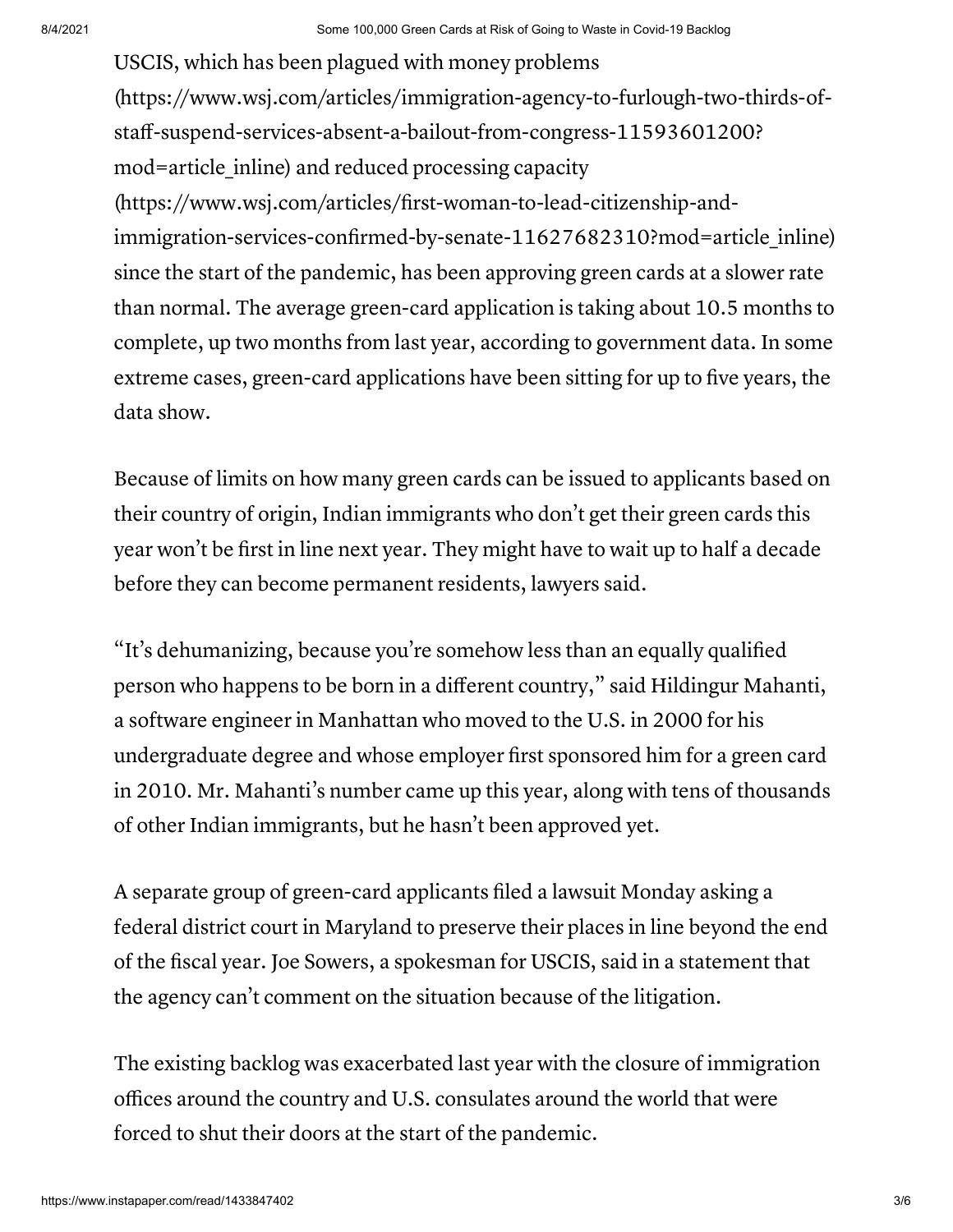USCIS, which has been plagued with money problems (https://www.wsj.com/articles/immigration-agency-to-furlough-two-thirds-of-staff-suspend-services-absent-a-bailout-from-congress-11593601200?mod=article_inline) and reduced processing capacity (https://www.wsj.com/articles/first-woman-to-lead-citizenship-and-immigration-services-confirmed-by-senate-11627682310?mod=article_inline) since the start of the pandemic, has been approving green cards at a slower rate than normal. The average green-card application is taking about 10.5 months to complete, up two months from last year, according to government data. In some extreme cases, green-card applications have been sitting for up to five years, the data show.

Because of limits on how many green cards can be issued to applicants based on their country of origin, Indian immigrants who don't get their green cards this year won't be first in line next year. They might have to wait up to half a decade before they can become permanent residents, lawyers said.

"It's dehumanizing, because you're somehow less than an equally qualified person who happens to be born in a different country," said Hildingur Mahanti, a software engineer in Manhattan who moved to the U.S. in 2000 for his undergraduate degree and whose employer first sponsored him for a green card in 2010. Mr. Mahanti's number came up this year, along with tens of thousands of other Indian immigrants, but he hasn't been approved yet.

A separate group of green-card applicants filed a lawsuit Monday asking a federal district court in Maryland to preserve their places in line beyond the end of the fiscal year. Joe Sowers, a spokesman for USCIS, said in a statement that the agency can't comment on the situation because of the litigation.

The existing backlog was exacerbated last year with the closure of immigration offices around the country and U.S. consulates around the world that were forced to shut their doors at the start of the pandemic.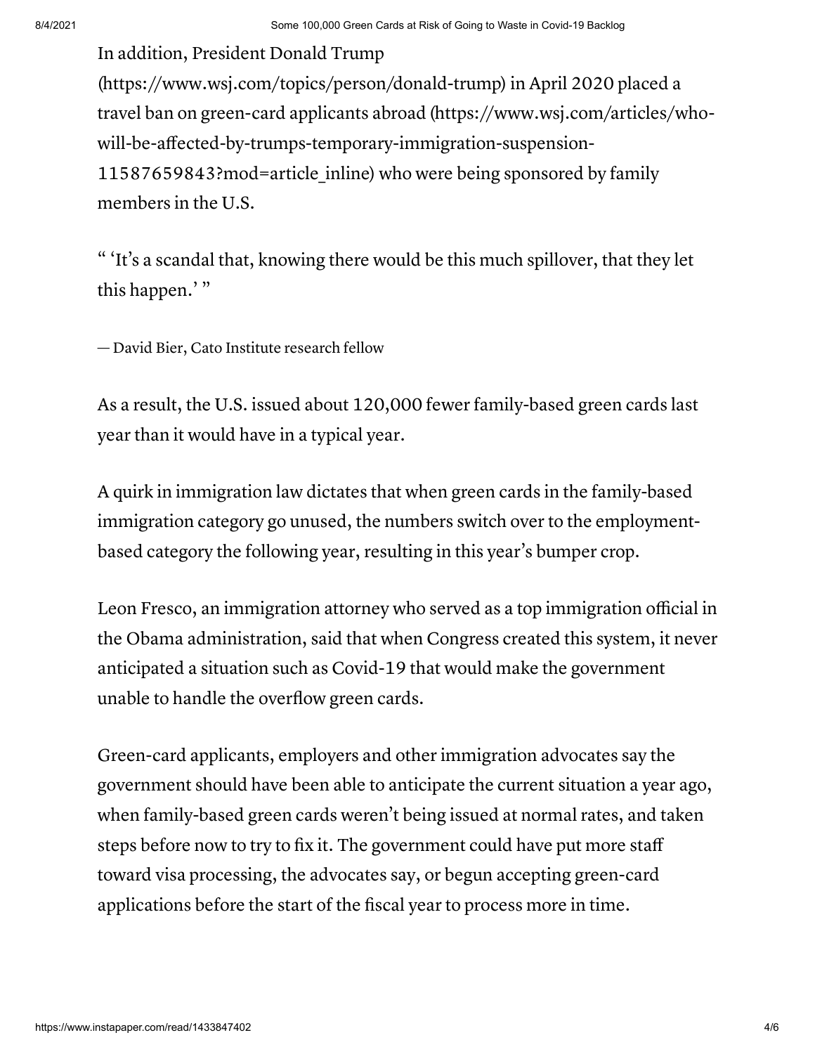In addition, President Donald Trump (https://www.wsj.com/topics/person/donald-trump) in April 2020 placed a travel ban on green-card applicants abroad (https://www.wsj.com/articles/who-will-be-affected-by-trumps-temporary-immigration-suspension-11587659843?mod=article_inline) who were being sponsored by family members in the U.S.

" 'It's a scandal that, knowing there would be this much spillover, that they let this happen.' "

— David Bier, Cato Institute research fellow

As a result, the U.S. issued about 120,000 fewer family-based green cards last year than it would have in a typical year.

A quirk in immigration law dictates that when green cards in the family-based immigration category go unused, the numbers switch over to the employment-based category the following year, resulting in this year's bumper crop.

Leon Fresco, an immigration attorney who served as a top immigration official in the Obama administration, said that when Congress created this system, it never anticipated a situation such as Covid-19 that would make the government unable to handle the overflow green cards.

Green-card applicants, employers and other immigration advocates say the government should have been able to anticipate the current situation a year ago, when family-based green cards weren't being issued at normal rates, and taken steps before now to try to fix it. The government could have put more staff toward visa processing, the advocates say, or begun accepting green-card applications before the start of the fiscal year to process more in time.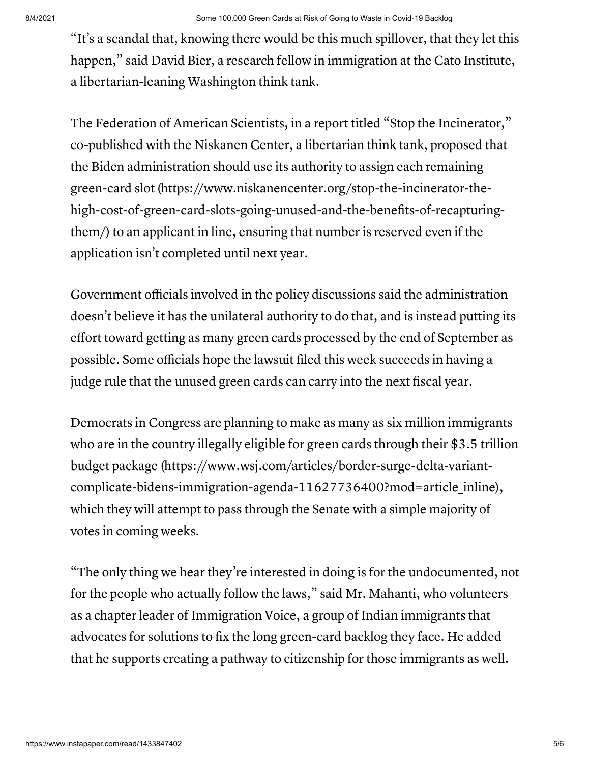"It's a scandal that, knowing there would be this much spillover, that they let this happen," said David Bier, a research fellow in immigration at the Cato Institute, a libertarian-leaning Washington think tank.

The Federation of American Scientists, in a report titled "Stop the Incinerator," co-published with the Niskanen Center, a libertarian think tank, proposed that the Biden administration should use its authority to assign each remaining green-card slot (https://www.niskanencenter.org/stop-the-incinerator-the-high-cost-of-green-card-slots-going-unused-and-the-benefits-of-recapturing-them/) to an applicant in line, ensuring that number is reserved even if the application isn't completed until next year.

Government officials involved in the policy discussions said the administration doesn't believe it has the unilateral authority to do that, and is instead putting its effort toward getting as many green cards processed by the end of September as possible. Some officials hope the lawsuit filed this week succeeds in having a judge rule that the unused green cards can carry into the next fiscal year.

Democrats in Congress are planning to make as many as six million immigrants who are in the country illegally eligible for green cards through their $3.5 trillion budget package (https://www.wsj.com/articles/border-surge-delta-variant-complicate-bidens-immigration-agenda-11627736400?mod=article_inline), which they will attempt to pass through the Senate with a simple majority of votes in coming weeks.

"The only thing we hear they're interested in doing is for the undocumented, not for the people who actually follow the laws," said Mr. Mahanti, who volunteers as a chapter leader of Immigration Voice, a group of Indian immigrants that advocates for solutions to fix the long green-card backlog they face. He added that he supports creating a pathway to citizenship for those immigrants as well.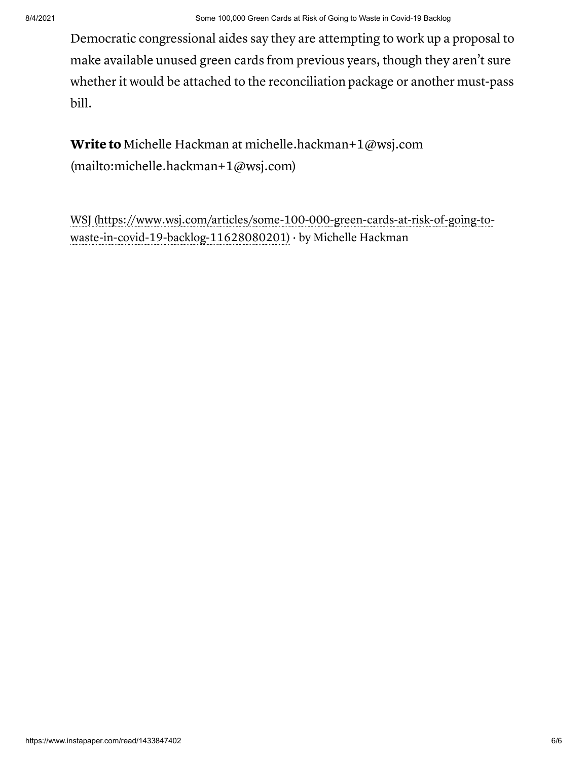Democratic congressional aides say they are attempting to work up a proposal to make available unused green cards from previous years, though they aren't sure whether it would be attached to the reconciliation package or another must-pass bill.

**Write to** Michelle Hackman at michelle.hackman+1@wsj.com (mailto:michelle.hackman+1@wsj.com)

WSJ (https://www.wsj.com/articles/some-100-000-green-cards-at-risk-of-going-to-waste-in-covid-19-backlog-11628080201) · by Michelle Hackman